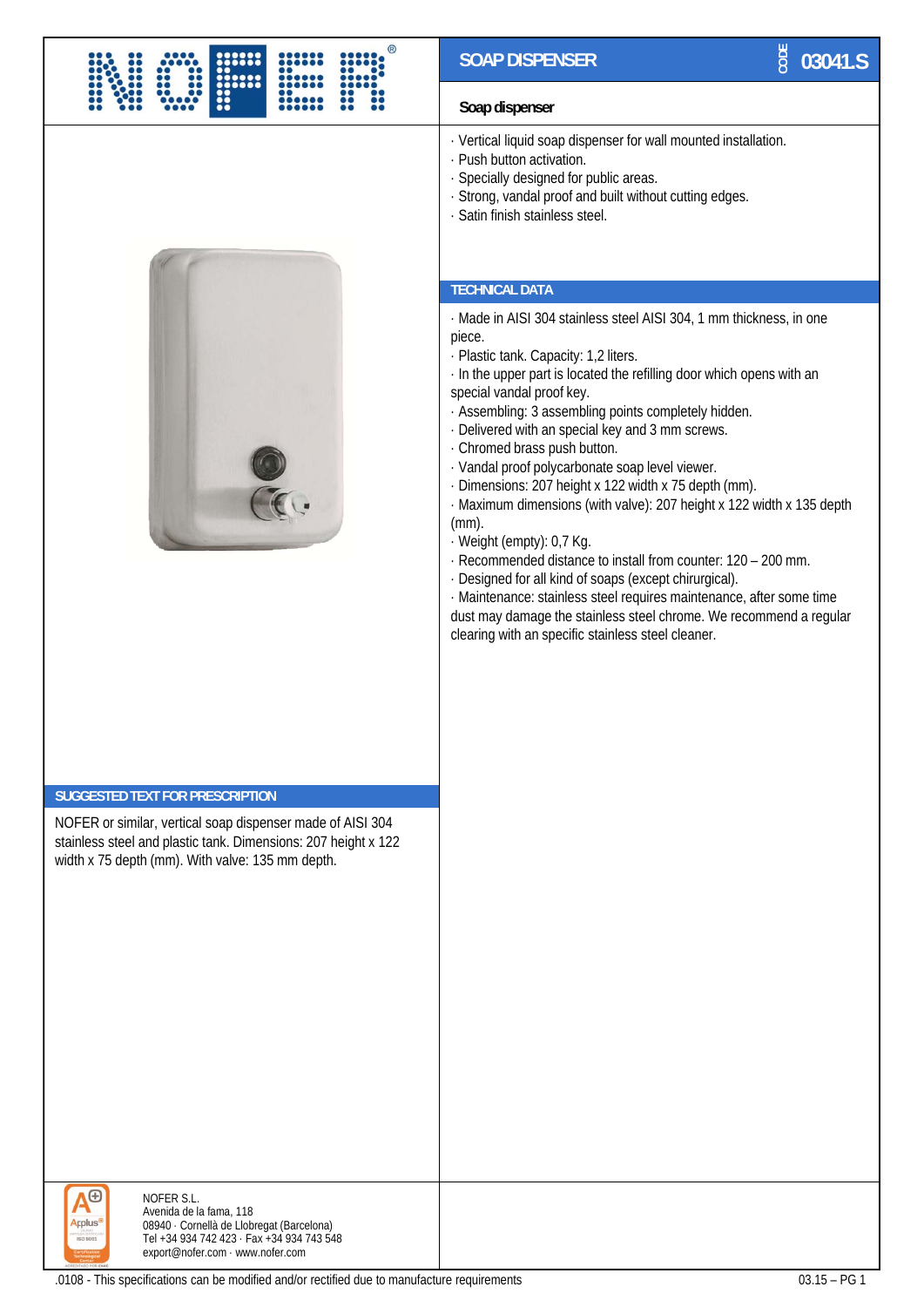NOFER®

# SOAP DISPENSER

CODE 03041.S

## Soap dispenser

· Vertical liquid soap dispenser for wall mounted installation.
· Push button activation.
· Specially designed for public areas.
· Strong, vandal proof and built without cutting edges.
· Satin finish stainless steel.

## TECHNICAL DATA

· Made in AISI 304 stainless steel AISI 304, 1 mm thickness, in one piece.
· Plastic tank. Capacity: 1,2 liters.
· In the upper part is located the refilling door which opens with an special vandal proof key.
· Assembling: 3 assembling points completely hidden.
· Delivered with an special key and 3 mm screws.
· Chromed brass push button.
· Vandal proof polycarbonate soap level viewer.
· Dimensions: 207 height x 122 width x 75 depth (mm).
· Maximum dimensions (with valve): 207 height x 122 width x 135 depth (mm).
· Weight (empty): 0,7 Kg.
· Recommended distance to install from counter: 120 – 200 mm.
· Designed for all kind of soaps (except chirurgical).
· Maintenance: stainless steel requires maintenance, after some time dust may damage the stainless steel chrome. We recommend a regular clearing with an specific stainless steel cleaner.

## SUGGESTED TEXT FOR PRESCRIPTION

NOFER or similar, vertical soap dispenser made of AISI 304 stainless steel and plastic tank. Dimensions: 207 height x 122 width x 75 depth (mm). With valve: 135 mm depth.

NOFER S.L.
Avenida de la fama, 118
08940 · Cornellà de Llobregat (Barcelona)
Tel +34 934 742 423 · Fax +34 934 743 548
export@nofer.com · www.nofer.com

.0108 - This specifications can be modified and/or rectified due to manufacture requirements

03.15 – PG 1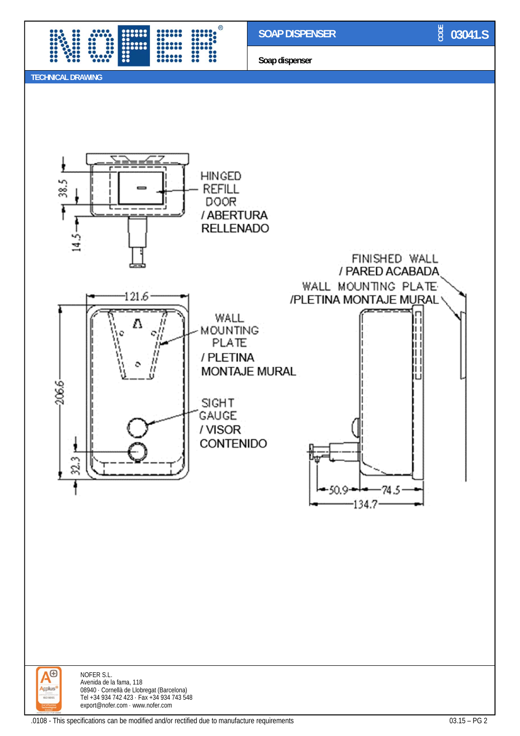# SOAP DISPENSER

CODE 03041.S

Soap dispenser

## TECHNICAL DRAWING

HINGED REFILL DOOR / ABERTURA RELLENADO

38.5

14.5

121.6

206.6

32.3

WALL MOUNTING PLATE / PLETINA MONTAJE MURAL

SIGHT GAUGE / VISOR CONTENIDO

FINISHED WALL / PARED ACABADA

WALL MOUNTING PLATE /PLETINA MONTAJE MURAL

50.9

74.5

134.7

NOFER S.L.
Avenida de la fama, 118
08940 · Cornellà de Llobregat (Barcelona)
Tel +34 934 742 423 · Fax +34 934 743 548
export@nofer.com · www.nofer.com

.0108 - This specifications can be modified and/or rectified due to manufacture requirements